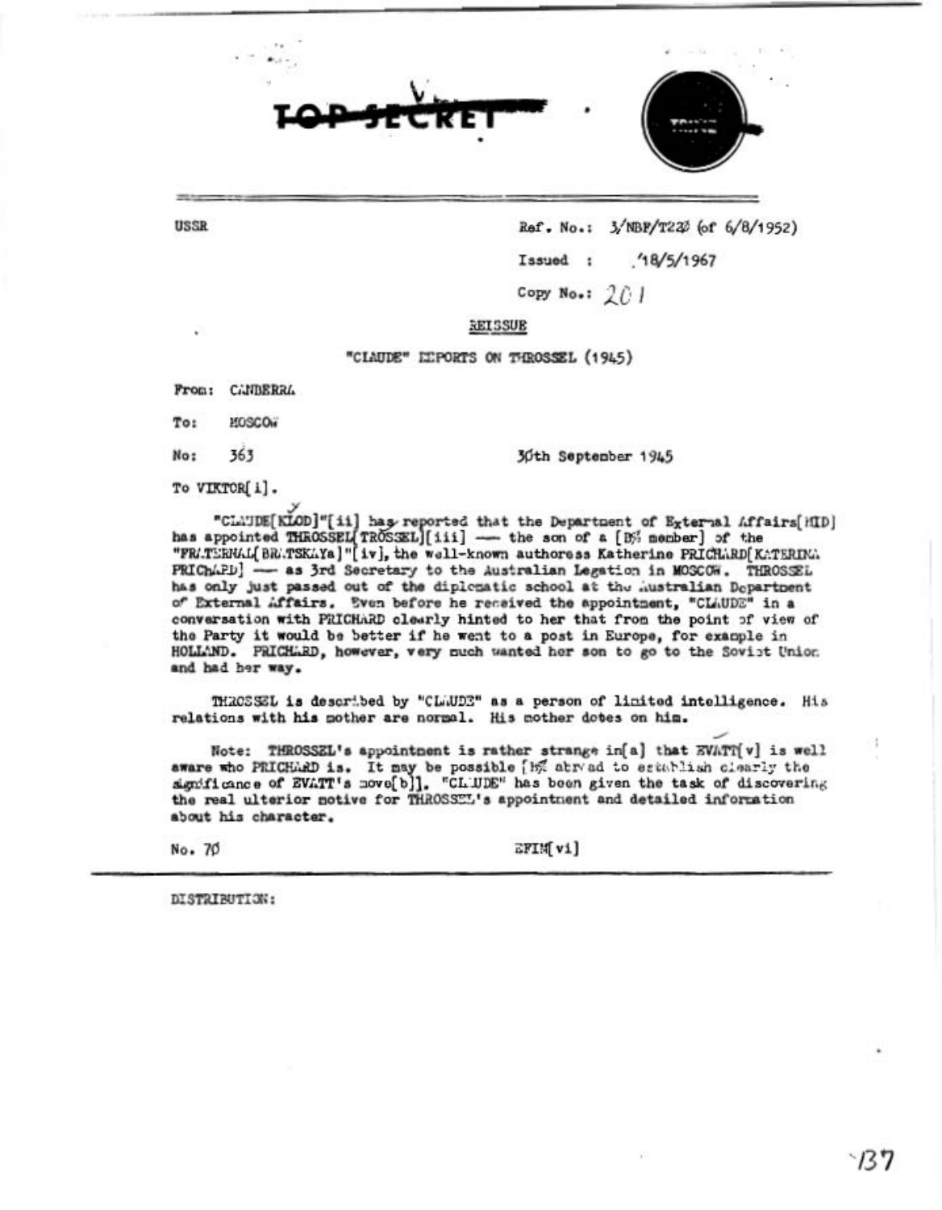**TOP SECRET**

USSR

Ref. No.: 3/NBF/T220 (of 6/8/1952)

Issued : 18/5/1967

Copy No.: 201

REISSUE

"CLAUDE" REPORTS ON THROSSEL (1945)

From: CANBERRA

To: MOSCOW

No: 363

30th September 1945

To VIKTOR[i].

"CLAUDE[KLOD]"[ii] has reported that the Department of External Affairs[MID] has appointed THROSSEL[TROSSEL][iii] — the son of a [D% member] of the "FRATERNAL[BRATSKAYa]"[iv], the well-known authoress Katherine PRICHARD[KATERINA PRICHARD] — as 3rd Secretary to the Australian Legation in MOSCOW. THROSSEL has only just passed out of the diplomatic school at the Australian Department of External Affairs. Even before he received the appointment, "CLAUDE" in a conversation with PRICHARD clearly hinted to her that from the point of view of the Party it would be better if he went to a post in Europe, for example in HOLLAND. PRICHARD, however, very much wanted her son to go to the Soviet Union and had her way.

THROSSEL is described by "CLAUDE" as a person of limited intelligence. His relations with his mother are normal. His mother dotes on him.

Note: THROSSEL's appointment is rather strange in[a] that EVATT[v] is well aware who PRICHARD is. It may be possible [D% abroad to establish clearly the significance of EVATT's move[b]]. "CLAUDE" has been given the task of discovering the real ulterior motive for THROSSEL's appointment and detailed information about his character.

No. 70

EFIM[vi]

DISTRIBUTION: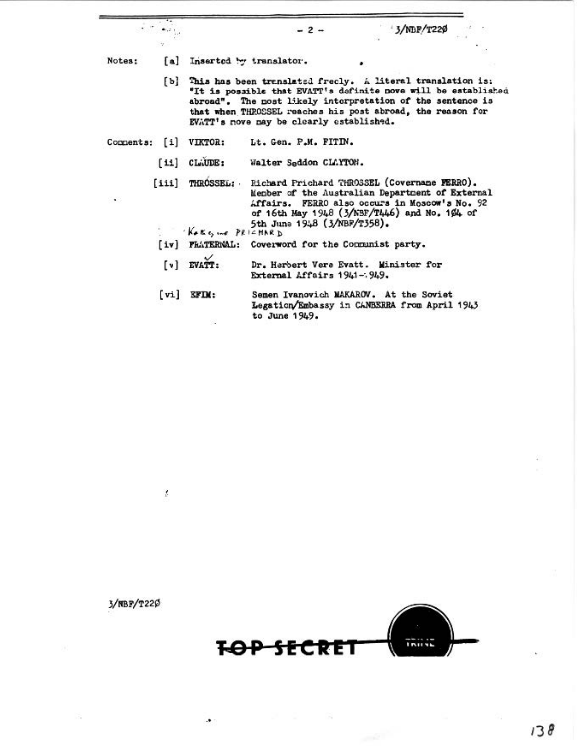Notes: [a] Inserted by translator.

[b] This has been translated freely. A literal translation is: "It is possible that EVATT's definite move will be established abroad". The most likely interpretation of the sentence is that when THROSSEL reaches his post abroad, the reason for EVATT's move may be clearly established.

Comments: [i] VIKTOR: Lt. Gen. P.M. FITIN.

[ii] CLAUDE: Walter Seddon CLAYTON.

[iii] THROSSEL: Richard Prichard THROSSEL (Covername FERRO). Member of the Australian Department of External Affairs. FERRO also occurs in Moscow's No. 92 of 16th May 1948 (3/NBF/T446) and No. 104 of 5th June 1948 (3/NBF/T358).

Katharine PRICHARD

[iv] FRATERNAL: Coverword for the Communist party.

[v] EVATT: Dr. Herbert Vere Evatt. Minister for External Affairs 1941-1949.

[vi] EFIM: Semen Ivanovich MAKAROV. At the Soviet Legation/Embassy in CANBERRA from April 1943 to June 1949.

3/NBF/T220

TOP SECRET TRINE